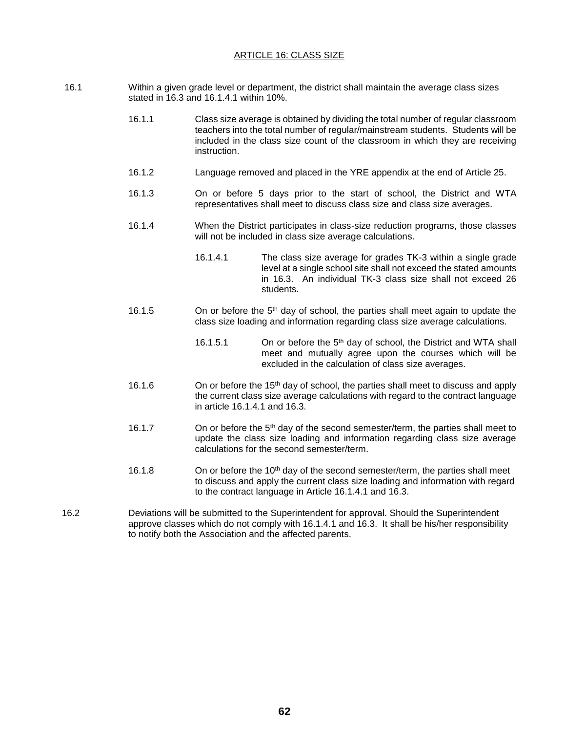# ARTICLE 16: CLASS SIZE

16.1 Within a given grade level or department, the district shall maintain the average class sizes stated in 16.3 and 16.1.4.1 within 10%.

16.1.1 Class size average is obtained by dividing the total number of regular classroom teachers into the total number of regular/mainstream students. Students will be included in the class size count of the classroom in which they are receiving instruction.

16.1.2 Language removed and placed in the YRE appendix at the end of Article 25.

16.1.3 On or before 5 days prior to the start of school, the District and WTA representatives shall meet to discuss class size and class size averages.

16.1.4 When the District participates in class-size reduction programs, those classes will not be included in class size average calculations.

16.1.4.1 The class size average for grades TK-3 within a single grade level at a single school site shall not exceed the stated amounts in 16.3. An individual TK-3 class size shall not exceed 26 students.

16.1.5 On or before the 5th day of school, the parties shall meet again to update the class size loading and information regarding class size average calculations.

16.1.5.1 On or before the 5th day of school, the District and WTA shall meet and mutually agree upon the courses which will be excluded in the calculation of class size averages.

16.1.6 On or before the 15th day of school, the parties shall meet to discuss and apply the current class size average calculations with regard to the contract language in article 16.1.4.1 and 16.3.

16.1.7 On or before the 5th day of the second semester/term, the parties shall meet to update the class size loading and information regarding class size average calculations for the second semester/term.

16.1.8 On or before the 10th day of the second semester/term, the parties shall meet to discuss and apply the current class size loading and information with regard to the contract language in Article 16.1.4.1 and 16.3.

16.2 Deviations will be submitted to the Superintendent for approval. Should the Superintendent approve classes which do not comply with 16.1.4.1 and 16.3. It shall be his/her responsibility to notify both the Association and the affected parents.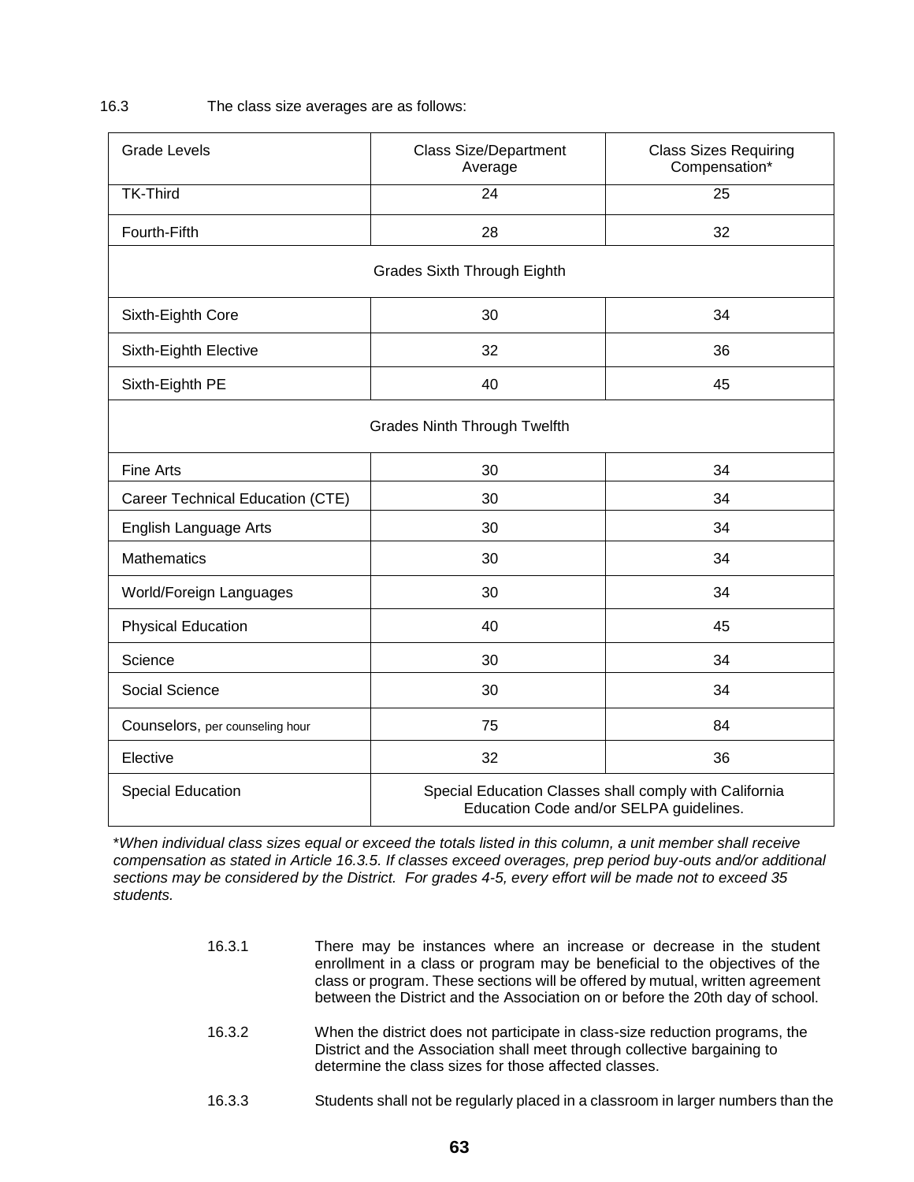16.3 The class size averages are as follows:

| Grade Levels | Class Size/Department Average | Class Sizes Requiring Compensation* |
|---|---|---|
| TK-Third | 24 | 25 |
| Fourth-Fifth | 28 | 32 |
| Grades Sixth Through Eighth | | |
| Sixth-Eighth Core | 30 | 34 |
| Sixth-Eighth Elective | 32 | 36 |
| Sixth-Eighth PE | 40 | 45 |
| Grades Ninth Through Twelfth | | |
| Fine Arts | 30 | 34 |
| Career Technical Education (CTE) | 30 | 34 |
| English Language Arts | 30 | 34 |
| Mathematics | 30 | 34 |
| World/Foreign Languages | 30 | 34 |
| Physical Education | 40 | 45 |
| Science | 30 | 34 |
| Social Science | 30 | 34 |
| Counselors, per counseling hour | 75 | 84 |
| Elective | 32 | 36 |
| Special Education | Special Education Classes shall comply with California Education Code and/or SELPA guidelines. | |

*\*When individual class sizes equal or exceed the totals listed in this column, a unit member shall receive compensation as stated in Article 16.3.5. If classes exceed overages, prep period buy-outs and/or additional sections may be considered by the District. For grades 4-5, every effort will be made not to exceed 35 students.*

16.3.1 There may be instances where an increase or decrease in the student enrollment in a class or program may be beneficial to the objectives of the class or program. These sections will be offered by mutual, written agreement between the District and the Association on or before the 20th day of school.

16.3.2 When the district does not participate in class-size reduction programs, the District and the Association shall meet through collective bargaining to determine the class sizes for those affected classes.

16.3.3 Students shall not be regularly placed in a classroom in larger numbers than the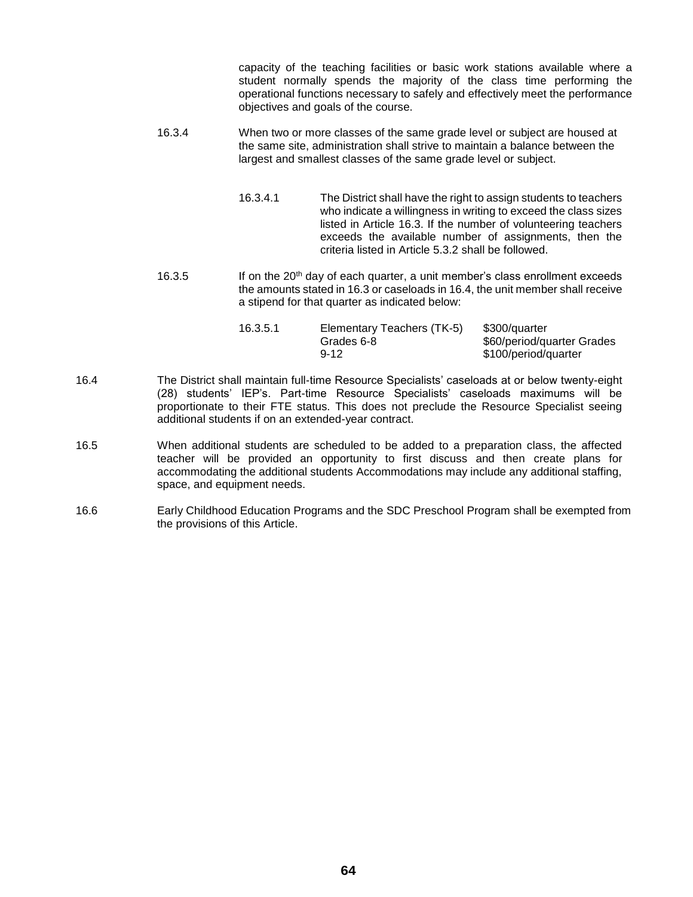capacity of the teaching facilities or basic work stations available where a student normally spends the majority of the class time performing the operational functions necessary to safely and effectively meet the performance objectives and goals of the course.

16.3.4 When two or more classes of the same grade level or subject are housed at the same site, administration shall strive to maintain a balance between the largest and smallest classes of the same grade level or subject.

16.3.4.1 The District shall have the right to assign students to teachers who indicate a willingness in writing to exceed the class sizes listed in Article 16.3. If the number of volunteering teachers exceeds the available number of assignments, then the criteria listed in Article 5.3.2 shall be followed.

16.3.5 If on the 20th day of each quarter, a unit member's class enrollment exceeds the amounts stated in 16.3 or caseloads in 16.4, the unit member shall receive a stipend for that quarter as indicated below:

| | | |
|---|---|---|
| 16.3.5.1 | Elementary Teachers (TK-5) | $300/quarter |
| | Grades 6-8 | $60/period/quarter Grades |
| | 9-12 | $100/period/quarter |

16.4 The District shall maintain full-time Resource Specialists' caseloads at or below twenty-eight (28) students' IEP's. Part-time Resource Specialists' caseloads maximums will be proportionate to their FTE status. This does not preclude the Resource Specialist seeing additional students if on an extended-year contract.

16.5 When additional students are scheduled to be added to a preparation class, the affected teacher will be provided an opportunity to first discuss and then create plans for accommodating the additional students Accommodations may include any additional staffing, space, and equipment needs.

16.6 Early Childhood Education Programs and the SDC Preschool Program shall be exempted from the provisions of this Article.